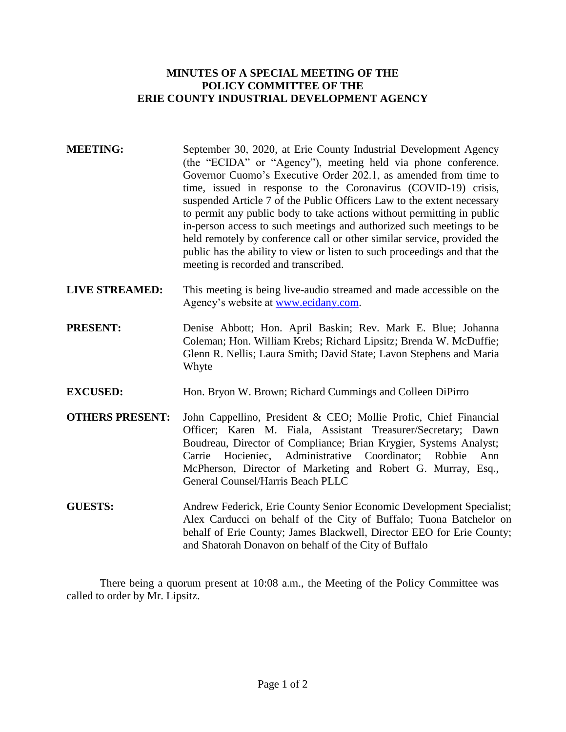# MINUTES OF A SPECIAL MEETING OF THE POLICY COMMITTEE OF THE ERIE COUNTY INDUSTRIAL DEVELOPMENT AGENCY

**MEETING:** September 30, 2020, at Erie County Industrial Development Agency (the "ECIDA" or "Agency"), meeting held via phone conference. Governor Cuomo's Executive Order 202.1, as amended from time to time, issued in response to the Coronavirus (COVID-19) crisis, suspended Article 7 of the Public Officers Law to the extent necessary to permit any public body to take actions without permitting in public in-person access to such meetings and authorized such meetings to be held remotely by conference call or other similar service, provided the public has the ability to view or listen to such proceedings and that the meeting is recorded and transcribed.

**LIVE STREAMED:** This meeting is being live-audio streamed and made accessible on the Agency's website at www.ecidany.com.

**PRESENT:** Denise Abbott; Hon. April Baskin; Rev. Mark E. Blue; Johanna Coleman; Hon. William Krebs; Richard Lipsitz; Brenda W. McDuffie; Glenn R. Nellis; Laura Smith; David State; Lavon Stephens and Maria Whyte

**EXCUSED:** Hon. Bryon W. Brown; Richard Cummings and Colleen DiPirro

**OTHERS PRESENT:** John Cappellino, President & CEO; Mollie Profic, Chief Financial Officer; Karen M. Fiala, Assistant Treasurer/Secretary; Dawn Boudreau, Director of Compliance; Brian Krygier, Systems Analyst; Carrie Hocieniec, Administrative Coordinator; Robbie Ann McPherson, Director of Marketing and Robert G. Murray, Esq., General Counsel/Harris Beach PLLC

**GUESTS:** Andrew Federick, Erie County Senior Economic Development Specialist; Alex Carducci on behalf of the City of Buffalo; Tuona Batchelor on behalf of Erie County; James Blackwell, Director EEO for Erie County; and Shatorah Donavon on behalf of the City of Buffalo

There being a quorum present at 10:08 a.m., the Meeting of the Policy Committee was called to order by Mr. Lipsitz.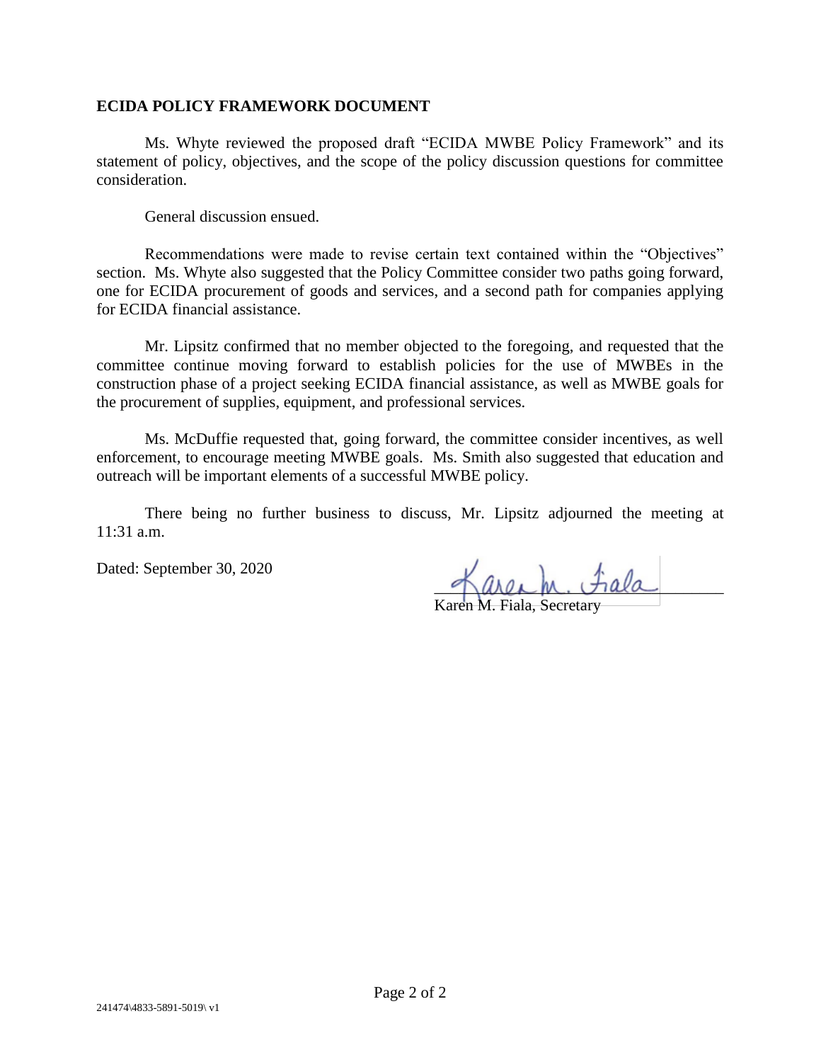## ECIDA POLICY FRAMEWORK DOCUMENT

Ms. Whyte reviewed the proposed draft "ECIDA MWBE Policy Framework" and its statement of policy, objectives, and the scope of the policy discussion questions for committee consideration.

General discussion ensued.

Recommendations were made to revise certain text contained within the "Objectives" section. Ms. Whyte also suggested that the Policy Committee consider two paths going forward, one for ECIDA procurement of goods and services, and a second path for companies applying for ECIDA financial assistance.

Mr. Lipsitz confirmed that no member objected to the foregoing, and requested that the committee continue moving forward to establish policies for the use of MWBEs in the construction phase of a project seeking ECIDA financial assistance, as well as MWBE goals for the procurement of supplies, equipment, and professional services.

Ms. McDuffie requested that, going forward, the committee consider incentives, as well enforcement, to encourage meeting MWBE goals. Ms. Smith also suggested that education and outreach will be important elements of a successful MWBE policy.

There being no further business to discuss, Mr. Lipsitz adjourned the meeting at 11:31 a.m.

Dated: September 30, 2020

Karen M. Fiala

Karen M. Fiala, Secretary

241474\4833-5891-5019\ v1